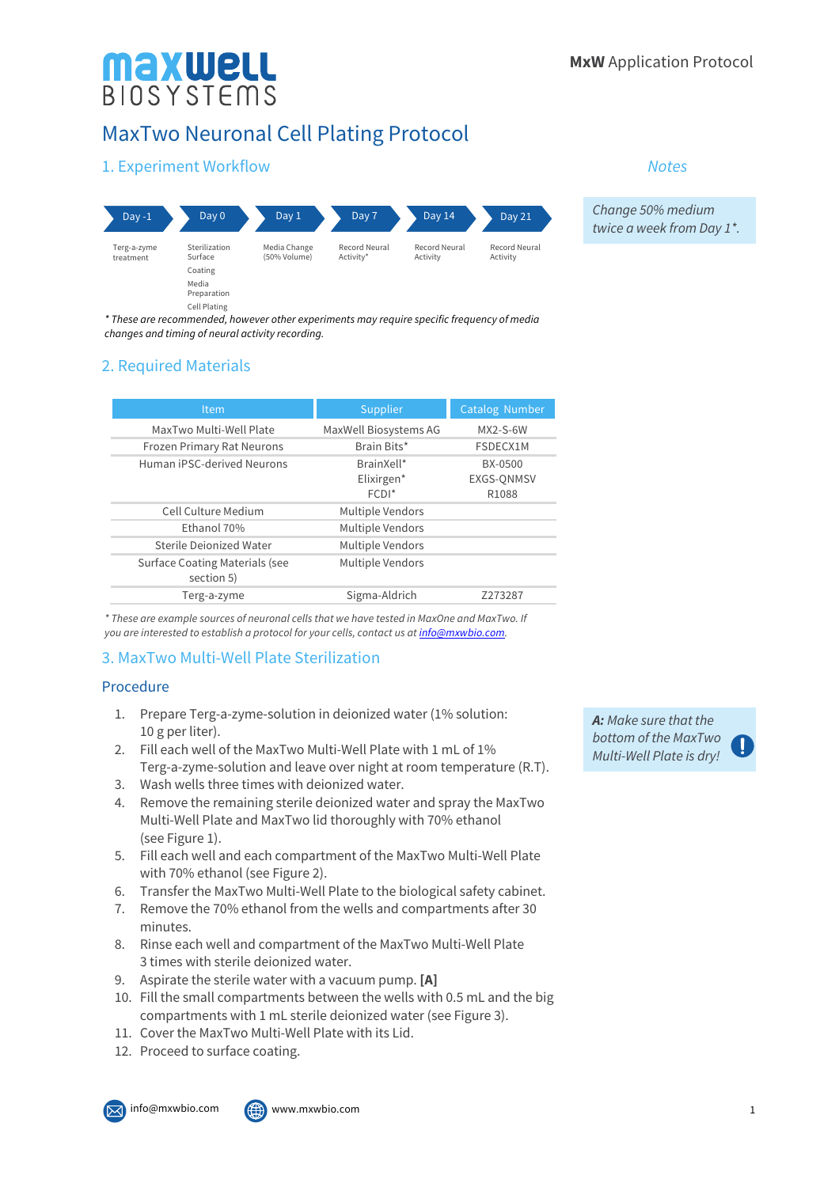# MaxTwo Neuronal Cell Plating Protocol

## 1. Experiment Workflow

| Day -1 | Day 0 | Day 1 | Day 7 | Day 14 | Day 21 |
|---|---|---|---|---|---|
| Terg-a-zyme treatment | Sterilization Surface Coating Media Preparation Cell Plating | Media Change (50% Volume) | Record Neural Activity* | Record Neural Activity | Record Neural Activity |

*\* These are recommended, however other experiments may require specific frequency of media changes and timing of neural activity recording.*

*Notes*

*Change 50% medium twice a week from Day 1\*.*

## 2. Required Materials

| Item | Supplier | Catalog Number |
|---|---|---|
| MaxTwo Multi-Well Plate | MaxWell Biosystems AG | MX2-S-6W |
| Frozen Primary Rat Neurons | Brain Bits* | FSDECX1M |
| Human iPSC-derived Neurons | BrainXell*<br>Elixirgen*<br>FCDI* | BX-0500<br>EXGS-QNMSV<br>R1088 |
| Cell Culture Medium | Multiple Vendors | |
| Ethanol 70% | Multiple Vendors | |
| Sterile Deionized Water | Multiple Vendors | |
| Surface Coating Materials (see section 5) | Multiple Vendors | |
| Terg-a-zyme | Sigma-Aldrich | Z273287 |

*\* These are example sources of neuronal cells that we have tested in MaxOne and MaxTwo. If you are interested to establish a protocol for your cells, contact us at info@mxwbio.com.*

## 3. MaxTwo Multi-Well Plate Sterilization

### Procedure

1. Prepare Terg-a-zyme-solution in deionized water (1% solution: 10 g per liter).
2. Fill each well of the MaxTwo Multi-Well Plate with 1 mL of 1% Terg-a-zyme-solution and leave over night at room temperature (R.T).
3. Wash wells three times with deionized water.
4. Remove the remaining sterile deionized water and spray the MaxTwo Multi-Well Plate and MaxTwo lid thoroughly with 70% ethanol (see Figure 1).
5. Fill each well and each compartment of the MaxTwo Multi-Well Plate with 70% ethanol (see Figure 2).
6. Transfer the MaxTwo Multi-Well Plate to the biological safety cabinet.
7. Remove the 70% ethanol from the wells and compartments after 30 minutes.
8. Rinse each well and compartment of the MaxTwo Multi-Well Plate 3 times with sterile deionized water.
9. Aspirate the sterile water with a vacuum pump. **[A]**
10. Fill the small compartments between the wells with 0.5 mL and the big compartments with 1 mL sterile deionized water (see Figure 3).
11. Cover the MaxTwo Multi-Well Plate with its Lid.
12. Proceed to surface coating.

***A:*** *Make sure that the bottom of the MaxTwo Multi-Well Plate is dry!*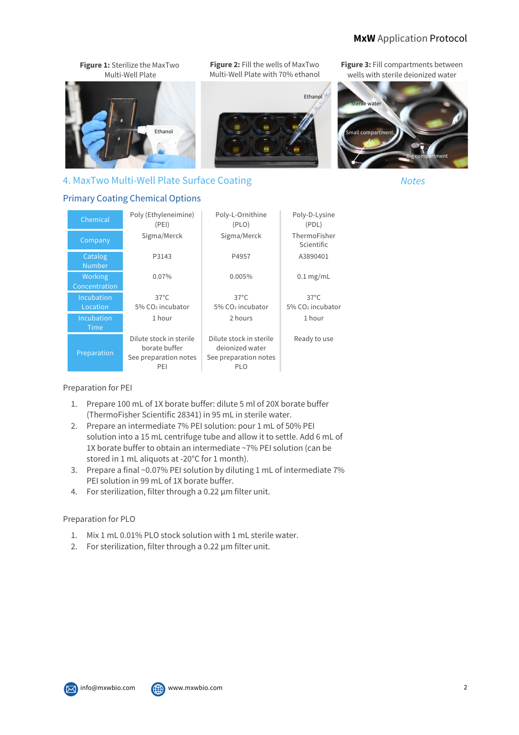**Figure 1:** Sterilize the MaxTwo Multi-Well Plate

**Figure 2:** Fill the wells of MaxTwo Multi-Well Plate with 70% ethanol

**Figure 3:** Fill compartments between wells with sterile deionized water

## 4. MaxTwo Multi-Well Plate Surface Coating

*Notes*

### Primary Coating Chemical Options

| Chemical | Poly (Ethyleneimine) (PEI) | Poly-L-Ornithine (PLO) | Poly-D-Lysine (PDL) |
|---|---|---|---|
| Company | Sigma/Merck | Sigma/Merck | ThermoFisher Scientific |
| Catalog Number | P3143 | P4957 | A3890401 |
| Working Concentration | 0.07% | 0.005% | 0.1 mg/mL |
| Incubation Location | 37°C 5% $CO_2$ incubator | 37°C 5% $CO_2$ incubator | 37°C 5% $CO_2$ incubator |
| Incubation Time | 1 hour | 2 hours | 1 hour |
| Preparation | Dilute stock in sterile borate buffer See preparation notes PEI | Dilute stock in sterile deionized water See preparation notes PLO | Ready to use |

Preparation for PEI

1. Prepare 100 mL of 1X borate buffer: dilute 5 ml of 20X borate buffer (ThermoFisher Scientific 28341) in 95 mL in sterile water.
2. Prepare an intermediate 7% PEI solution: pour 1 mL of 50% PEI solution into a 15 mL centrifuge tube and allow it to settle. Add 6 mL of 1X borate buffer to obtain an intermediate ~7% PEI solution (can be stored in 1 mL aliquots at -20°C for 1 month).
3. Prepare a final ~0.07% PEI solution by diluting 1 mL of intermediate 7% PEI solution in 99 mL of 1X borate buffer.
4. For sterilization, filter through a 0.22 µm filter unit.

Preparation for PLO

1. Mix 1 mL 0.01% PLO stock solution with 1 mL sterile water.
2. For sterilization, filter through a 0.22 µm filter unit.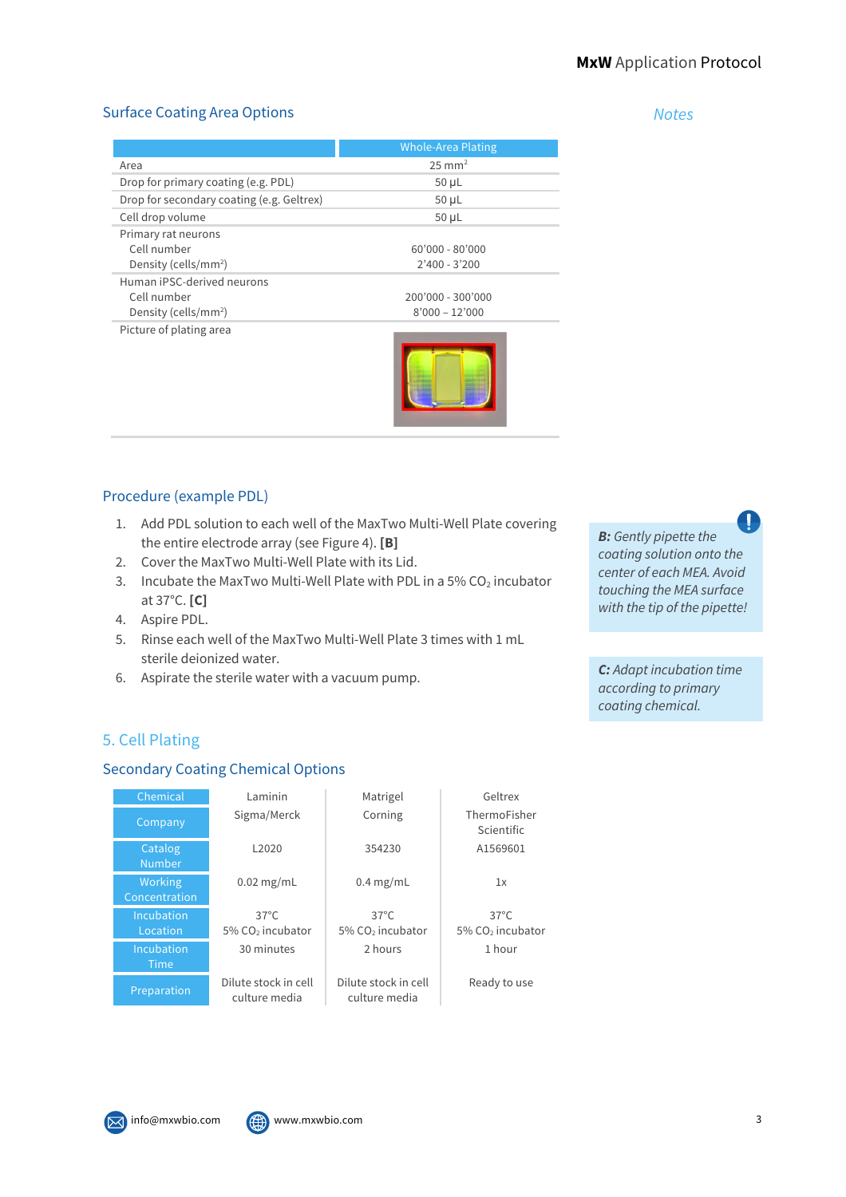## Surface Coating Area Options

| | Whole-Area Plating |
|---|---|
| Area | 25 mm$^2$ |
| Drop for primary coating (e.g. PDL) | 50 µL |
| Drop for secondary coating (e.g. Geltrex) | 50 µL |
| Cell drop volume | 50 µL |
| Primary rat neurons<br>Cell number<br>Density (cells/mm$^2$) | <br>60'000 - 80'000<br>2'400 - 3'200 |
| Human iPSC-derived neurons<br>Cell number<br>Density (cells/mm$^2$) | <br>200'000 - 300'000<br>8'000 – 12'000 |
| Picture of plating area | |

## Procedure (example PDL)

1. Add PDL solution to each well of the MaxTwo Multi-Well Plate covering the entire electrode array (see Figure 4). **[B]**
2. Cover the MaxTwo Multi-Well Plate with its Lid.
3. Incubate the MaxTwo Multi-Well Plate with PDL in a 5% $CO_2$ incubator at 37°C. **[C]**
4. Aspire PDL.
5. Rinse each well of the MaxTwo Multi-Well Plate 3 times with 1 mL sterile deionized water.
6. Aspirate the sterile water with a vacuum pump.

*Notes*

***B:*** *Gently pipette the coating solution onto the center of each MEA. Avoid touching the MEA surface with the tip of the pipette!*

***C:*** *Adapt incubation time according to primary coating chemical.*

## 5. Cell Plating

### Secondary Coating Chemical Options

| Chemical | Laminin | Matrigel | Geltrex |
|---|---|---|---|
| Company | Sigma/Merck | Corning | ThermoFisher Scientific |
| Catalog Number | L2020 | 354230 | A1569601 |
| Working Concentration | 0.02 mg/mL | 0.4 mg/mL | 1x |
| Incubation Location | 37°C<br>5% $CO_2$ incubator | 37°C<br>5% $CO_2$ incubator | 37°C<br>5% $CO_2$ incubator |
| Incubation Time | 30 minutes | 2 hours | 1 hour |
| Preparation | Dilute stock in cell culture media | Dilute stock in cell culture media | Ready to use |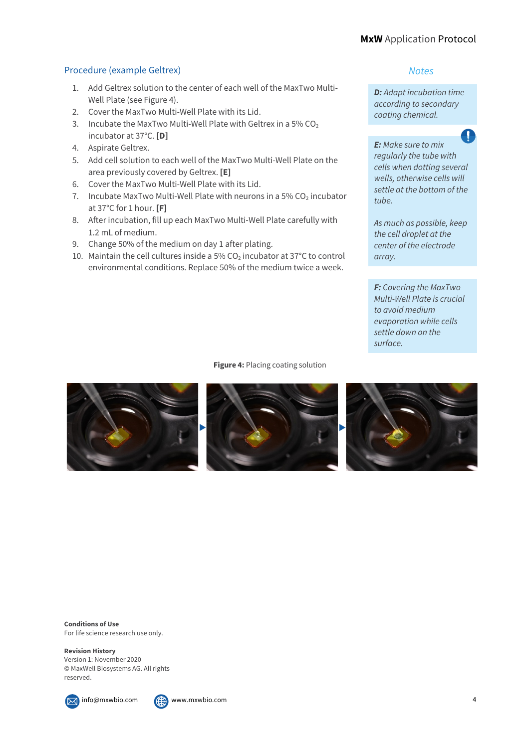## Procedure (example Geltrex)

1. Add Geltrex solution to the center of each well of the MaxTwo Multi-Well Plate (see Figure 4).
2. Cover the MaxTwo Multi-Well Plate with its Lid.
3. Incubate the MaxTwo Multi-Well Plate with Geltrex in a 5% $CO_2$ incubator at 37°C. **[D]**
4. Aspirate Geltrex.
5. Add cell solution to each well of the MaxTwo Multi-Well Plate on the area previously covered by Geltrex. **[E]**
6. Cover the MaxTwo Multi-Well Plate with its Lid.
7. Incubate MaxTwo Multi-Well Plate with neurons in a 5% $CO_2$ incubator at 37°C for 1 hour. **[F]**
8. After incubation, fill up each MaxTwo Multi-Well Plate carefully with 1.2 mL of medium.
9. Change 50% of the medium on day 1 after plating.
10. Maintain the cell cultures inside a 5% $CO_2$ incubator at 37°C to control environmental conditions. Replace 50% of the medium twice a week.

### Notes

***D:** Adapt incubation time according to secondary coating chemical.*

***E:** Make sure to mix regularly the tube with cells when dotting several wells, otherwise cells will settle at the bottom of the tube.*

*As much as possible, keep the cell droplet at the center of the electrode array.*

***F:** Covering the MaxTwo Multi-Well Plate is crucial to avoid medium evaporation while cells settle down on the surface.*

**Figure 4:** Placing coating solution

**Conditions of Use**
For life science research use only.

**Revision History**
Version 1: November 2020
© MaxWell Biosystems AG. All rights reserved.

info@mxwbio.com www.mxwbio.com